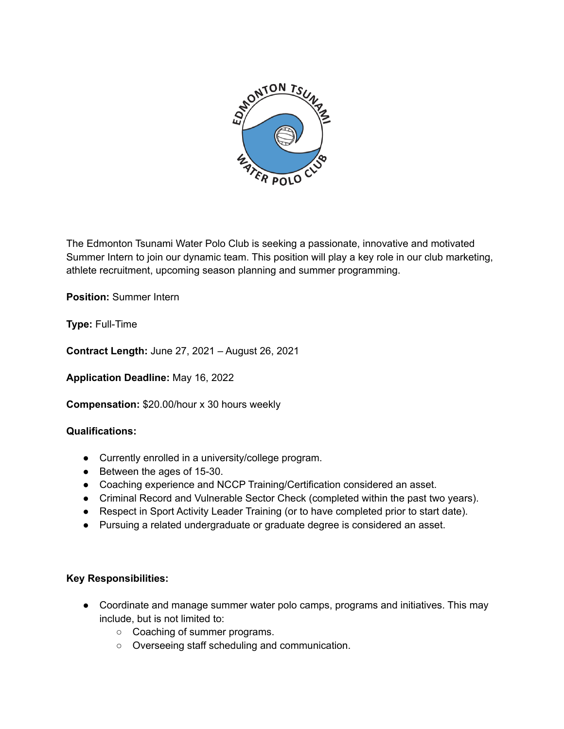The Edmonton Tsunami Water Polo Club is seeking a passionate, innovative and motivated Summer Intern to join our dynamic team. This position will play a key role in our club marketing, athlete recruitment, upcoming season planning and summer programming.

**Position:** Summer Intern

**Type:** Full-Time

**Contract Length:** June 27, 2021 – August 26, 2021

**Application Deadline:** May 16, 2022

**Compensation:** $20.00/hour x 30 hours weekly

**Qualifications:**

- Currently enrolled in a university/college program.
- Between the ages of 15-30.
- Coaching experience and NCCP Training/Certification considered an asset.
- Criminal Record and Vulnerable Sector Check (completed within the past two years).
- Respect in Sport Activity Leader Training (or to have completed prior to start date).
- Pursuing a related undergraduate or graduate degree is considered an asset.

**Key Responsibilities:**

- Coordinate and manage summer water polo camps, programs and initiatives. This may include, but is not limited to:
  - Coaching of summer programs.
  - Overseeing staff scheduling and communication.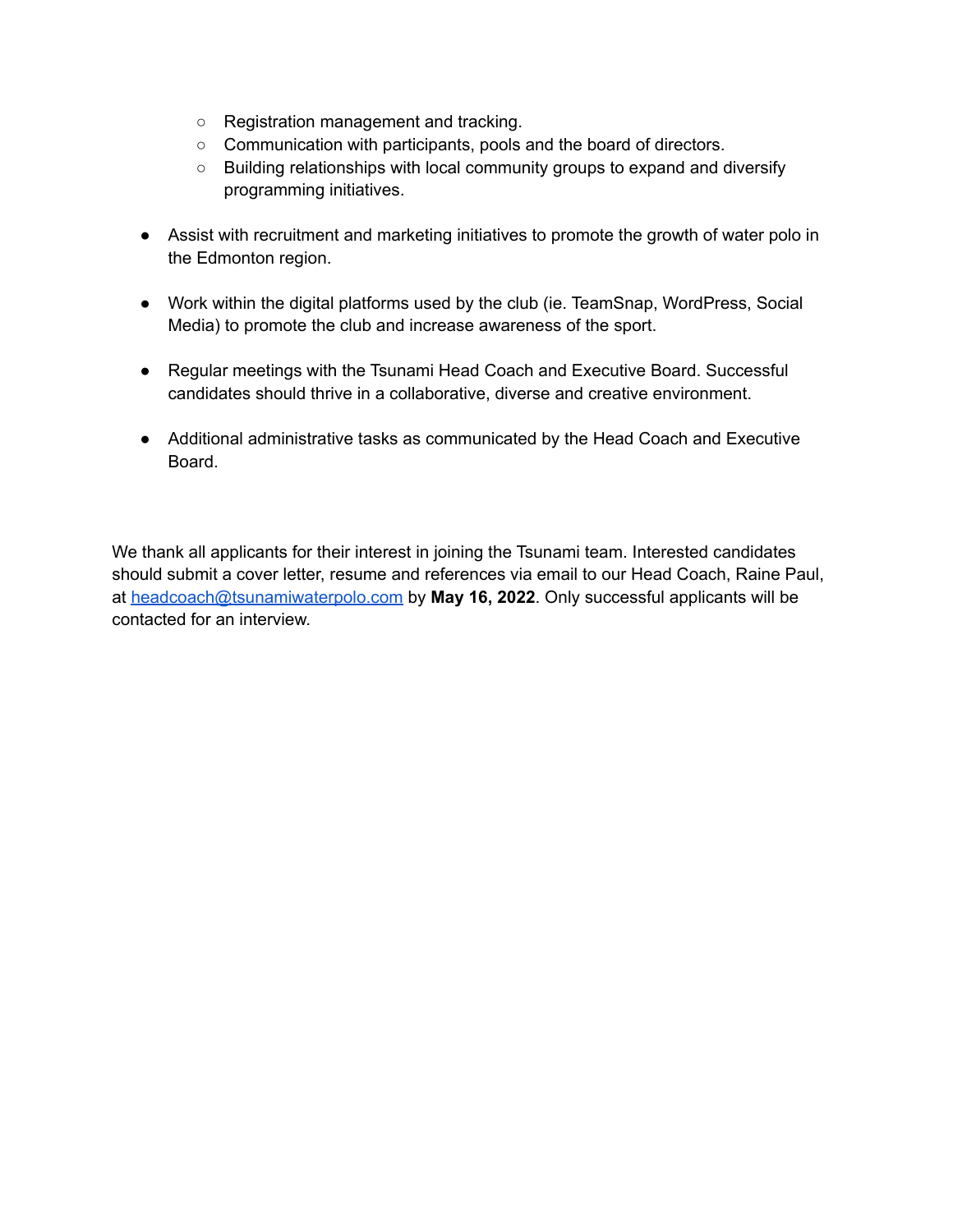- Registration management and tracking.
    - Communication with participants, pools and the board of directors.
    - Building relationships with local community groups to expand and diversify programming initiatives.

- Assist with recruitment and marketing initiatives to promote the growth of water polo in the Edmonton region.

- Work within the digital platforms used by the club (ie. TeamSnap, WordPress, Social Media) to promote the club and increase awareness of the sport.

- Regular meetings with the Tsunami Head Coach and Executive Board. Successful candidates should thrive in a collaborative, diverse and creative environment.

- Additional administrative tasks as communicated by the Head Coach and Executive Board.

We thank all applicants for their interest in joining the Tsunami team. Interested candidates should submit a cover letter, resume and references via email to our Head Coach, Raine Paul, at headcoach@tsunamiwaterpolo.com by **May 16, 2022**. Only successful applicants will be contacted for an interview.